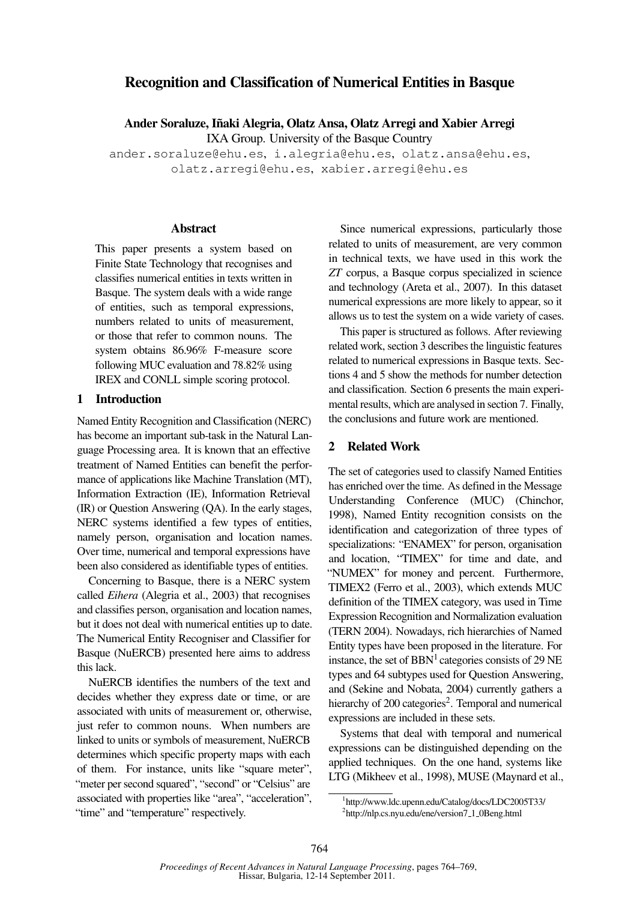# Recognition and Classification of Numerical Entities in Basque

**Ander Soraluze, Iñaki Alegria, Olatz Ansa, Olatz Arregi and Xabier Arregi**
IXA Group. University of the Basque Country
ander.soraluze@ehu.es, i.alegria@ehu.es, olatz.ansa@ehu.es, olatz.arregi@ehu.es, xabier.arregi@ehu.es

## Abstract

This paper presents a system based on Finite State Technology that recognises and classifies numerical entities in texts written in Basque. The system deals with a wide range of entities, such as temporal expressions, numbers related to units of measurement, or those that refer to common nouns. The system obtains 86.96% F-measure score following MUC evaluation and 78.82% using IREX and CONLL simple scoring protocol.

## 1 Introduction

Named Entity Recognition and Classification (NERC) has become an important sub-task in the Natural Language Processing area. It is known that an effective treatment of Named Entities can benefit the performance of applications like Machine Translation (MT), Information Extraction (IE), Information Retrieval (IR) or Question Answering (QA). In the early stages, NERC systems identified a few types of entities, namely person, organisation and location names. Over time, numerical and temporal expressions have been also considered as identifiable types of entities.

Concerning to Basque, there is a NERC system called *Eihera* (Alegria et al., 2003) that recognises and classifies person, organisation and location names, but it does not deal with numerical entities up to date. The Numerical Entity Recogniser and Classifier for Basque (NuERCB) presented here aims to address this lack.

NuERCB identifies the numbers of the text and decides whether they express date or time, or are associated with units of measurement or, otherwise, just refer to common nouns. When numbers are linked to units or symbols of measurement, NuERCB determines which specific property maps with each of them. For instance, units like "square meter", "meter per second squared", "second" or "Celsius" are associated with properties like "area", "acceleration", "time" and "temperature" respectively.

Since numerical expressions, particularly those related to units of measurement, are very common in technical texts, we have used in this work the *ZT* corpus, a Basque corpus specialized in science and technology (Areta et al., 2007). In this dataset numerical expressions are more likely to appear, so it allows us to test the system on a wide variety of cases.

This paper is structured as follows. After reviewing related work, section 3 describes the linguistic features related to numerical expressions in Basque texts. Sections 4 and 5 show the methods for number detection and classification. Section 6 presents the main experimental results, which are analysed in section 7. Finally, the conclusions and future work are mentioned.

## 2 Related Work

The set of categories used to classify Named Entities has enriched over the time. As defined in the Message Understanding Conference (MUC) (Chinchor, 1998), Named Entity recognition consists on the identification and categorization of three types of specializations: "ENAMEX" for person, organisation and location, "TIMEX" for time and date, and "NUMEX" for money and percent. Furthermore, TIMEX2 (Ferro et al., 2003), which extends MUC definition of the TIMEX category, was used in Time Expression Recognition and Normalization evaluation (TERN 2004). Nowadays, rich hierarchies of Named Entity types have been proposed in the literature. For instance, the set of BBN[1] categories consists of 29 NE types and 64 subtypes used for Question Answering, and (Sekine and Nobata, 2004) currently gathers a hierarchy of 200 categories[2]. Temporal and numerical expressions are included in these sets.

Systems that deal with temporal and numerical expressions can be distinguished depending on the applied techniques. On the one hand, systems like LTG (Mikheev et al., 1998), MUSE (Maynard et al.,

[1] http://www.ldc.upenn.edu/Catalog/docs/LDC2005T33/

[2] http://nlp.cs.nyu.edu/ene/version7_1_0Beng.html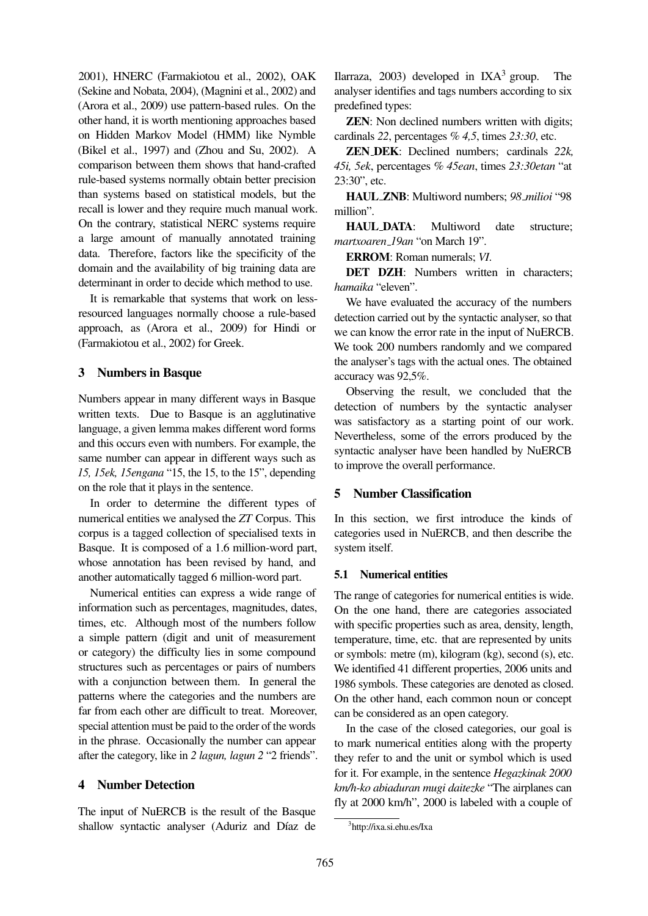2001), HNERC (Farmakiotou et al., 2002), OAK (Sekine and Nobata, 2004), (Magnini et al., 2002) and (Arora et al., 2009) use pattern-based rules. On the other hand, it is worth mentioning approaches based on Hidden Markov Model (HMM) like Nymble (Bikel et al., 1997) and (Zhou and Su, 2002). A comparison between them shows that hand-crafted rule-based systems normally obtain better precision than systems based on statistical models, but the recall is lower and they require much manual work. On the contrary, statistical NERC systems require a large amount of manually annotated training data. Therefore, factors like the specificity of the domain and the availability of big training data are determinant in order to decide which method to use.

It is remarkable that systems that work on less-resourced languages normally choose a rule-based approach, as (Arora et al., 2009) for Hindi or (Farmakiotou et al., 2002) for Greek.

## 3 Numbers in Basque

Numbers appear in many different ways in Basque written texts. Due to Basque is an agglutinative language, a given lemma makes different word forms and this occurs even with numbers. For example, the same number can appear in different ways such as *15, 15ek, 15engana* "15, the 15, to the 15", depending on the role that it plays in the sentence.

In order to determine the different types of numerical entities we analysed the *ZT* Corpus. This corpus is a tagged collection of specialised texts in Basque. It is composed of a 1.6 million-word part, whose annotation has been revised by hand, and another automatically tagged 6 million-word part.

Numerical entities can express a wide range of information such as percentages, magnitudes, dates, times, etc. Although most of the numbers follow a simple pattern (digit and unit of measurement or category) the difficulty lies in some compound structures such as percentages or pairs of numbers with a conjunction between them. In general the patterns where the categories and the numbers are far from each other are difficult to treat. Moreover, special attention must be paid to the order of the words in the phrase. Occasionally the number can appear after the category, like in *2 lagun, lagun 2* "2 friends".

## 4 Number Detection

The input of NuERCB is the result of the Basque shallow syntactic analyser (Aduriz and Díaz de Ilarraza, 2003) developed in IXA[3] group. The analyser identifies and tags numbers according to six predefined types:

**ZEN**: Non declined numbers written with digits; cardinals *22*, percentages *% 4,5*, times *23:30*, etc.

**ZEN_DEK**: Declined numbers; cardinals *22k, 45i, 5ek*, percentages *% 45ean*, times *23:30etan* "at 23:30", etc.

**HAUL_ZNB**: Multiword numbers; *98_milioi* "98 million".

**HAUL_DATA**: Multiword date structure; *martxoaren_19an* "on March 19".

**ERROM**: Roman numerals; *VI*.

**DET DZH**: Numbers written in characters; *hamaika* "eleven".

We have evaluated the accuracy of the numbers detection carried out by the syntactic analyser, so that we can know the error rate in the input of NuERCB. We took 200 numbers randomly and we compared the analyser's tags with the actual ones. The obtained accuracy was 92,5%.

Observing the result, we concluded that the detection of numbers by the syntactic analyser was satisfactory as a starting point of our work. Nevertheless, some of the errors produced by the syntactic analyser have been handled by NuERCB to improve the overall performance.

## 5 Number Classification

In this section, we first introduce the kinds of categories used in NuERCB, and then describe the system itself.

### 5.1 Numerical entities

The range of categories for numerical entities is wide. On the one hand, there are categories associated with specific properties such as area, density, length, temperature, time, etc. that are represented by units or symbols: metre (m), kilogram (kg), second (s), etc. We identified 41 different properties, 2006 units and 1986 symbols. These categories are denoted as closed. On the other hand, each common noun or concept can be considered as an open category.

In the case of the closed categories, our goal is to mark numerical entities along with the property they refer to and the unit or symbol which is used for it. For example, in the sentence *Hegazkinak 2000 km/h-ko abiaduran mugi daitezke* "The airplanes can fly at 2000 km/h", 2000 is labeled with a couple of

[3] http://ixa.si.ehu.es/Ixa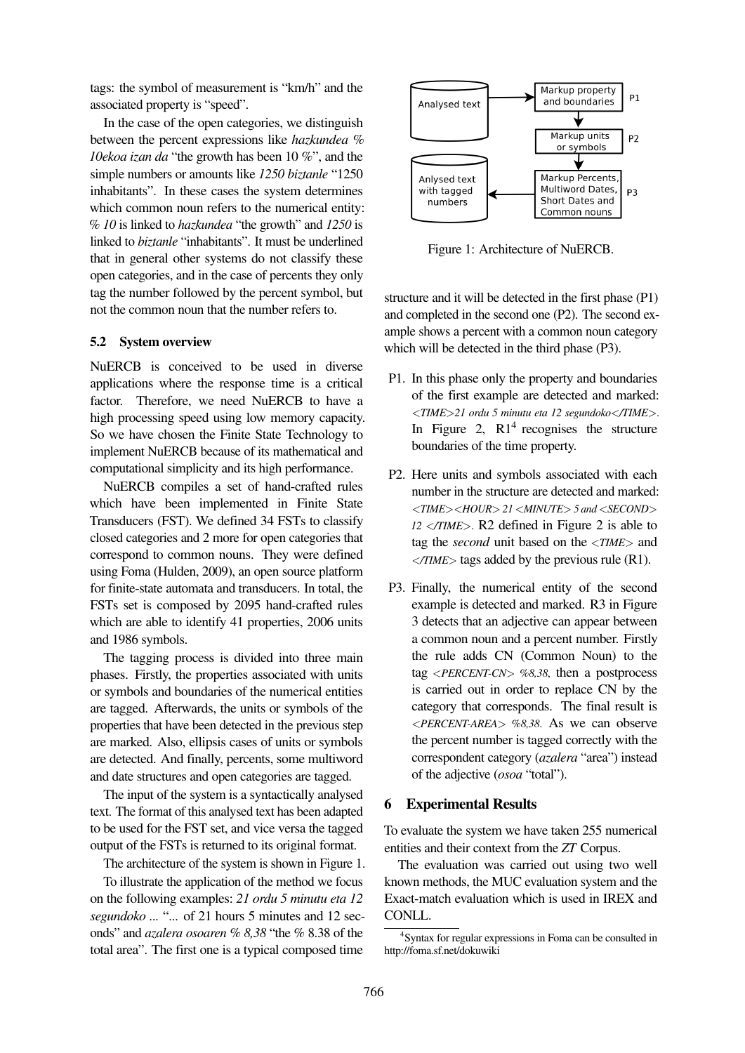tags: the symbol of measurement is "km/h" and the associated property is "speed".

In the case of the open categories, we distinguish between the percent expressions like *hazkundea % 10ekoa izan da* "the growth has been 10 %", and the simple numbers or amounts like *1250 biztanle* "1250 inhabitants". In these cases the system determines which common noun refers to the numerical entity: *% 10* is linked to *hazkundea* "the growth" and *1250* is linked to *biztanle* "inhabitants". It must be underlined that in general other systems do not classify these open categories, and in the case of percents they only tag the number followed by the percent symbol, but not the common noun that the number refers to.

### 5.2 System overview

NuERCB is conceived to be used in diverse applications where the response time is a critical factor. Therefore, we need NuERCB to have a high processing speed using low memory capacity. So we have chosen the Finite State Technology to implement NuERCB because of its mathematical and computational simplicity and its high performance.

NuERCB compiles a set of hand-crafted rules which have been implemented in Finite State Transducers (FST). We defined 34 FSTs to classify closed categories and 2 more for open categories that correspond to common nouns. They were defined using Foma (Hulden, 2009), an open source platform for finite-state automata and transducers. In total, the FSTs set is composed by 2095 hand-crafted rules which are able to identify 41 properties, 2006 units and 1986 symbols.

The tagging process is divided into three main phases. Firstly, the properties associated with units or symbols and boundaries of the numerical entities are tagged. Afterwards, the units or symbols of the properties that have been detected in the previous step are marked. Also, ellipsis cases of units or symbols are detected. And finally, percents, some multiword and date structures and open categories are tagged.

The input of the system is a syntactically analysed text. The format of this analysed text has been adapted to be used for the FST set, and vice versa the tagged output of the FSTs is returned to its original format.

The architecture of the system is shown in Figure 1.

To illustrate the application of the method we focus on the following examples: *21 ordu 5 minutu eta 12 segundoko ...* "... of 21 hours 5 minutes and 12 seconds" and *azalera osoaren % 8,38* "the % 8.38 of the total area". The first one is a typical composed time structure and it will be detected in the first phase (P1) and completed in the second one (P2). The second example shows a percent with a common noun category which will be detected in the third phase (P3).

Analysed text → Markup property and boundaries (P1) → Markup units or symbols (P2) → Markup Percents, Multiword Dates, Short Dates and Common nouns (P3) → Anlysed text with tagged numbers

Figure 1: Architecture of NuERCB.

P1. In this phase only the property and boundaries of the first example are detected and marked: *<TIME>21 ordu 5 minutu eta 12 segundoko</TIME>*. In Figure 2, R1[4] recognises the structure boundaries of the time property.

P2. Here units and symbols associated with each number in the structure are detected and marked: *<TIME><HOUR> 21 <MINUTE> 5 and <SECOND> 12 </TIME>*. R2 defined in Figure 2 is able to tag the *second* unit based on the *<TIME>* and *</TIME>* tags added by the previous rule (R1).

P3. Finally, the numerical entity of the second example is detected and marked. R3 in Figure 3 detects that an adjective can appear between a common noun and a percent number. Firstly the rule adds CN (Common Noun) to the tag *<PERCENT-CN> %8,38*, then a postprocess is carried out in order to replace CN by the category that corresponds. The final result is *<PERCENT-AREA> %8,38*. As we can observe the percent number is tagged correctly with the correspondent category (*azalera* "area") instead of the adjective (*osoa* "total").

## 6 Experimental Results

To evaluate the system we have taken 255 numerical entities and their context from the *ZT* Corpus.

The evaluation was carried out using two well known methods, the MUC evaluation system and the Exact-match evaluation which is used in IREX and CONLL.

[4] Syntax for regular expressions in Foma can be consulted in http://foma.sf.net/dokuwiki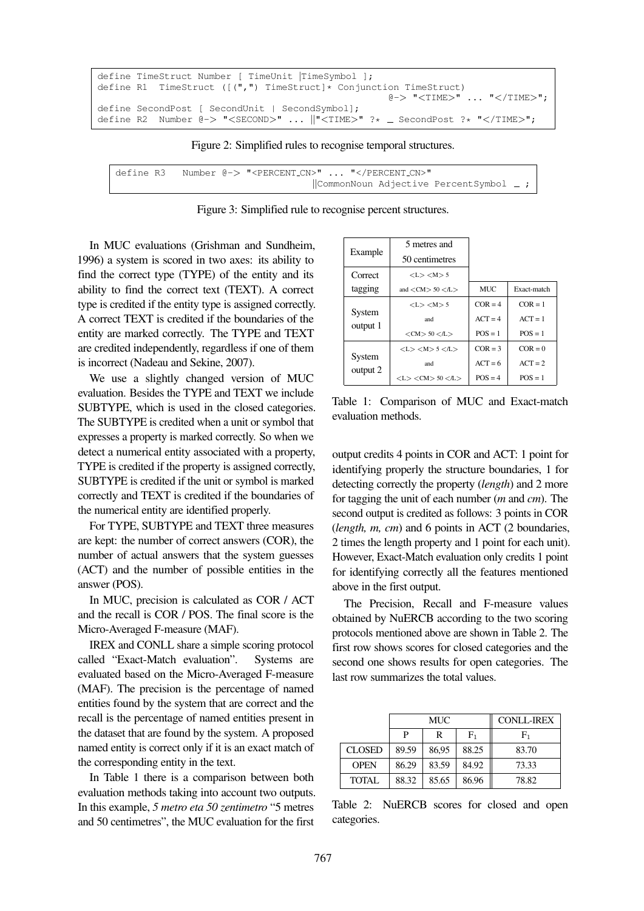```
define TimeStruct Number [ TimeUnit |TimeSymbol ];
define R1  TimeStruct ([(",") TimeStruct]* Conjunction TimeStruct)
                                            @-> "<TIME>" ... "</TIME>";
define SecondPost [ SecondUnit | SecondSymbol];
define R2  Number @-> "<SECOND>" ... ||"<TIME>" ?* _ SecondPost ?* "</TIME>";
```

Figure 2: Simplified rules to recognise temporal structures.

```
define R3   Number @-> "<PERCENT_CN>" ... "</PERCENT_CN>"
                              ||CommonNoun Adjective PercentSymbol _ ;
```

Figure 3: Simplified rule to recognise percent structures.

In MUC evaluations (Grishman and Sundheim, 1996) a system is scored in two axes: its ability to find the correct type (TYPE) of the entity and its ability to find the correct text (TEXT). A correct type is credited if the entity type is assigned correctly. A correct TEXT is credited if the boundaries of the entity are marked correctly. The TYPE and TEXT are credited independently, regardless if one of them is incorrect (Nadeau and Sekine, 2007).

We use a slightly changed version of MUC evaluation. Besides the TYPE and TEXT we include SUBTYPE, which is used in the closed categories. The SUBTYPE is credited when a unit or symbol that expresses a property is marked correctly. So when we detect a numerical entity associated with a property, TYPE is credited if the property is assigned correctly, SUBTYPE is credited if the unit or symbol is marked correctly and TEXT is credited if the boundaries of the numerical entity are identified properly.

For TYPE, SUBTYPE and TEXT three measures are kept: the number of correct answers (COR), the number of actual answers that the system guesses (ACT) and the number of possible entities in the answer (POS).

In MUC, precision is calculated as COR / ACT and the recall is COR / POS. The final score is the Micro-Averaged F-measure (MAF).

IREX and CONLL share a simple scoring protocol called "Exact-Match evaluation". Systems are evaluated based on the Micro-Averaged F-measure (MAF). The precision is the percentage of named entities found by the system that are correct and the recall is the percentage of named entities present in the dataset that are found by the system. A proposed named entity is correct only if it is an exact match of the corresponding entity in the text.

In Table 1 there is a comparison between both evaluation methods taking into account two outputs. In this example, *5 metro eta 50 zentimetro* "5 metres and 50 centimetres", the MUC evaluation for the first output credits 4 points in COR and ACT: 1 point for identifying properly the structure boundaries, 1 for detecting correctly the property (*length*) and 2 more for tagging the unit of each number (*m* and *cm*). The second output is credited as follows: 3 points in COR (*length, m, cm*) and 6 points in ACT (2 boundaries, 2 times the length property and 1 point for each unit). However, Exact-Match evaluation only credits 1 point for identifying correctly all the features mentioned above in the first output.

| Example | 5 metres and 50 centimetres | | |
|---|---|---|---|
| Correct tagging | <L> <M> 5 and <CM> 50 </L> | MUC | Exact-match |
| System output 1 | <L> <M> 5 and <CM> 50 </L> | COR = 4<br>ACT = 4<br>POS = 1 | COR = 1<br>ACT = 1<br>POS = 1 |
| System output 2 | <L> <M> 5 </L> and <L> <CM> 50 </L> | COR = 3<br>ACT = 6<br>POS = 4 | COR = 0<br>ACT = 2<br>POS = 1 |

Table 1: Comparison of MUC and Exact-match evaluation methods.

The Precision, Recall and F-measure values obtained by NuERCB according to the two scoring protocols mentioned above are shown in Table 2. The first row shows scores for closed categories and the second one shows results for open categories. The last row summarizes the total values.

| | MUC | | | CONLL-IREX |
|---|---|---|---|---|
| | P | R | $F_1$ | $F_1$ |
| CLOSED | 89.59 | 86,95 | 88.25 | 83.70 |
| OPEN | 86.29 | 83.59 | 84.92 | 73.33 |
| TOTAL | 88.32 | 85.65 | 86.96 | 78.82 |

Table 2: NuERCB scores for closed and open categories.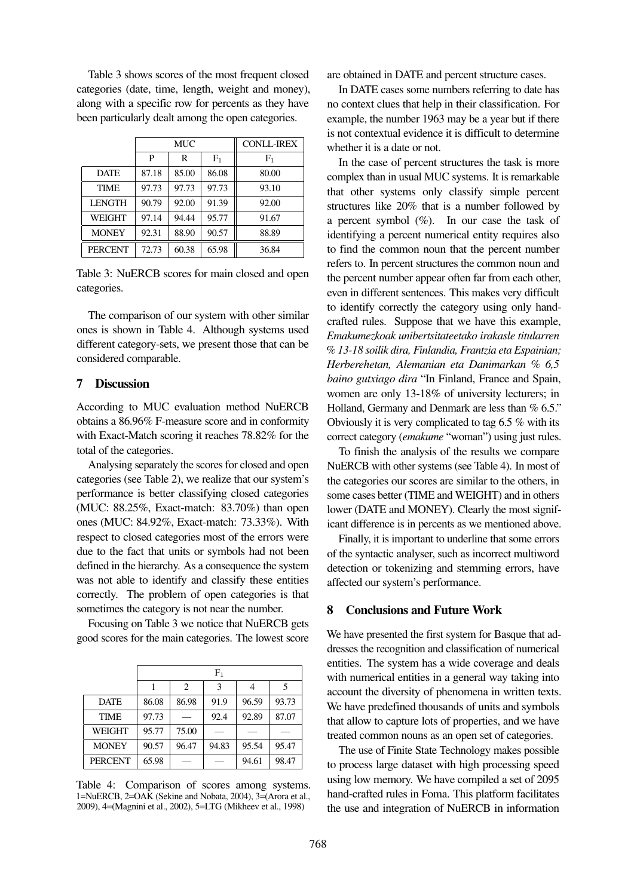Table 3 shows scores of the most frequent closed categories (date, time, length, weight and money), along with a specific row for percents as they have been particularly dealt among the open categories.

| | MUC | | | CONLL-IREX |
|---|---|---|---|---|
| | P | R | $F_1$ | $F_1$ |
| DATE | 87.18 | 85.00 | 86.08 | 80.00 |
| TIME | 97.73 | 97.73 | 97.73 | 93.10 |
| LENGTH | 90.79 | 92.00 | 91.39 | 92.00 |
| WEIGHT | 97.14 | 94.44 | 95.77 | 91.67 |
| MONEY | 92.31 | 88.90 | 90.57 | 88.89 |
| PERCENT | 72.73 | 60.38 | 65.98 | 36.84 |

Table 3: NuERCB scores for main closed and open categories.

The comparison of our system with other similar ones is shown in Table 4. Although systems used different category-sets, we present those that can be considered comparable.

## 7 Discussion

According to MUC evaluation method NuERCB obtains a 86.96% F-measure score and in conformity with Exact-Match scoring it reaches 78.82% for the total of the categories.

Analysing separately the scores for closed and open categories (see Table 2), we realize that our system's performance is better classifying closed categories (MUC: 88.25%, Exact-match: 83.70%) than open ones (MUC: 84.92%, Exact-match: 73.33%). With respect to closed categories most of the errors were due to the fact that units or symbols had not been defined in the hierarchy. As a consequence the system was not able to identify and classify these entities correctly. The problem of open categories is that sometimes the category is not near the number.

Focusing on Table 3 we notice that NuERCB gets good scores for the main categories. The lowest score are obtained in DATE and percent structure cases.

In DATE cases some numbers referring to date has no context clues that help in their classification. For example, the number 1963 may be a year but if there is not contextual evidence it is difficult to determine whether it is a date or not.

In the case of percent structures the task is more complex than in usual MUC systems. It is remarkable that other systems only classify simple percent structures like 20% that is a number followed by a percent symbol (%). In our case the task of identifying a percent numerical entity requires also to find the common noun that the percent number refers to. In percent structures the common noun and the percent number appear often far from each other, even in different sentences. This makes very difficult to identify correctly the category using only hand-crafted rules. Suppose that we have this example, *Emakumezkoak unibertsitateetako irakasle titularren % 13-18 soilik dira, Finlandia, Frantzia eta Espainian; Herberehetan, Alemanian eta Danimarkan % 6,5 baino gutxiago dira* "In Finland, France and Spain, women are only 13-18% of university lecturers; in Holland, Germany and Denmark are less than % 6.5." Obviously it is very complicated to tag 6.5 % with its correct category (*emakume* "woman") using just rules.

To finish the analysis of the results we compare NuERCB with other systems (see Table 4). In most of the categories our scores are similar to the others, in some cases better (TIME and WEIGHT) and in others lower (DATE and MONEY). Clearly the most significant difference is in percents as we mentioned above.

Finally, it is important to underline that some errors of the syntactic analyser, such as incorrect multiword detection or tokenizing and stemming errors, have affected our system's performance.

| | $F_1$ | | | | |
|---|---|---|---|---|---|
| | 1 | 2 | 3 | 4 | 5 |
| DATE | 86.08 | 86.98 | 91.9 | 96.59 | 93.73 |
| TIME | 97.73 | — | 92.4 | 92.89 | 87.07 |
| WEIGHT | 95.77 | 75.00 | — | — | — |
| MONEY | 90.57 | 96.47 | 94.83 | 95.54 | 95.47 |
| PERCENT | 65.98 | — | — | 94.61 | 98.47 |

Table 4: Comparison of scores among systems. 1=NuERCB, 2=OAK (Sekine and Nobata, 2004), 3=(Arora et al., 2009), 4=(Magnini et al., 2002), 5=LTG (Mikheev et al., 1998)

## 8 Conclusions and Future Work

We have presented the first system for Basque that addresses the recognition and classification of numerical entities. The system has a wide coverage and deals with numerical entities in a general way taking into account the diversity of phenomena in written texts. We have predefined thousands of units and symbols that allow to capture lots of properties, and we have treated common nouns as an open set of categories.

The use of Finite State Technology makes possible to process large dataset with high processing speed using low memory. We have compiled a set of 2095 hand-crafted rules in Foma. This platform facilitates the use and integration of NuERCB in information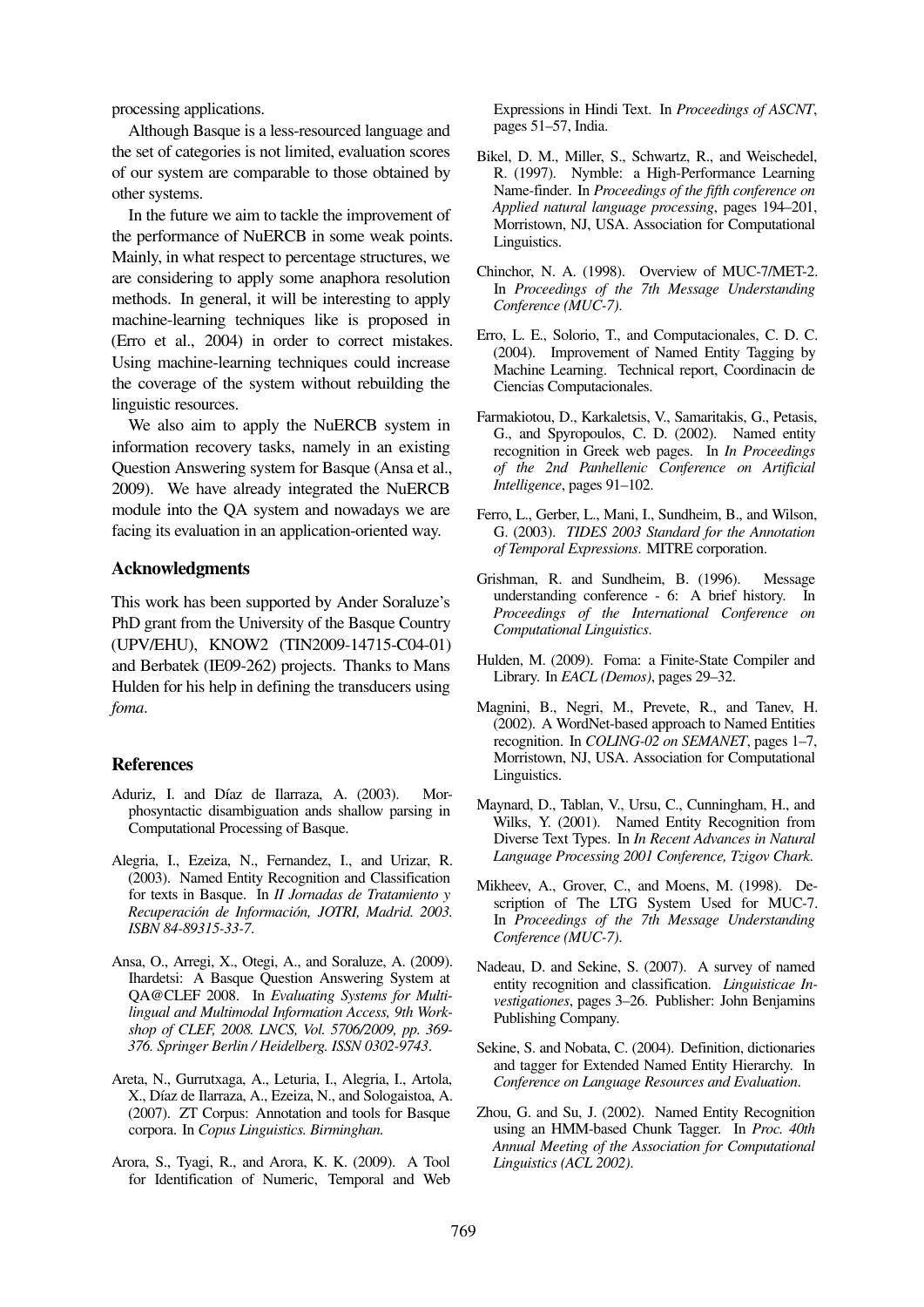processing applications.

Although Basque is a less-resourced language and the set of categories is not limited, evaluation scores of our system are comparable to those obtained by other systems.

In the future we aim to tackle the improvement of the performance of NuERCB in some weak points. Mainly, in what respect to percentage structures, we are considering to apply some anaphora resolution methods. In general, it will be interesting to apply machine-learning techniques like is proposed in (Erro et al., 2004) in order to correct mistakes. Using machine-learning techniques could increase the coverage of the system without rebuilding the linguistic resources.

We also aim to apply the NuERCB system in information recovery tasks, namely in an existing Question Answering system for Basque (Ansa et al., 2009). We have already integrated the NuERCB module into the QA system and nowadays we are facing its evaluation in an application-oriented way.

## Acknowledgments

This work has been supported by Ander Soraluze's PhD grant from the University of the Basque Country (UPV/EHU), KNOW2 (TIN2009-14715-C04-01) and Berbatek (IE09-262) projects. Thanks to Mans Hulden for his help in defining the transducers using *foma*.

## References

Aduriz, I. and Díaz de Ilarraza, A. (2003). Morphosyntactic disambiguation ands shallow parsing in Computational Processing of Basque.

Alegria, I., Ezeiza, N., Fernandez, I., and Urizar, R. (2003). Named Entity Recognition and Classification for texts in Basque. In *II Jornadas de Tratamiento y Recuperación de Información, JOTRI, Madrid. 2003. ISBN 84-89315-33-7*.

Ansa, O., Arregi, X., Otegi, A., and Soraluze, A. (2009). Ihardetsi: A Basque Question Answering System at QA@CLEF 2008. In *Evaluating Systems for Multilingual and Multimodal Information Access, 9th Workshop of CLEF, 2008. LNCS, Vol. 5706/2009, pp. 369-376. Springer Berlin / Heidelberg. ISSN 0302-9743*.

Areta, N., Gurrutxaga, A., Leturia, I., Alegria, I., Artola, X., Díaz de Ilarraza, A., Ezeiza, N., and Sologaistoa, A. (2007). ZT Corpus: Annotation and tools for Basque corpora. In *Copus Linguistics. Birminghan.*

Arora, S., Tyagi, R., and Arora, K. K. (2009). A Tool for Identification of Numeric, Temporal and Web Expressions in Hindi Text. In *Proceedings of ASCNT*, pages 51–57, India.

Bikel, D. M., Miller, S., Schwartz, R., and Weischedel, R. (1997). Nymble: a High-Performance Learning Name-finder. In *Proceedings of the fifth conference on Applied natural language processing*, pages 194–201, Morristown, NJ, USA. Association for Computational Linguistics.

Chinchor, N. A. (1998). Overview of MUC-7/MET-2. In *Proceedings of the 7th Message Understanding Conference (MUC-7)*.

Erro, L. E., Solorio, T., and Computacionales, C. D. C. (2004). Improvement of Named Entity Tagging by Machine Learning. Technical report, Coordinacin de Ciencias Computacionales.

Farmakiotou, D., Karkaletsis, V., Samaritakis, G., Petasis, G., and Spyropoulos, C. D. (2002). Named entity recognition in Greek web pages. In *In Proceedings of the 2nd Panhellenic Conference on Artificial Intelligence*, pages 91–102.

Ferro, L., Gerber, L., Mani, I., Sundheim, B., and Wilson, G. (2003). *TIDES 2003 Standard for the Annotation of Temporal Expressions*. MITRE corporation.

Grishman, R. and Sundheim, B. (1996). Message understanding conference - 6: A brief history. In *Proceedings of the International Conference on Computational Linguistics*.

Hulden, M. (2009). Foma: a Finite-State Compiler and Library. In *EACL (Demos)*, pages 29–32.

Magnini, B., Negri, M., Prevete, R., and Tanev, H. (2002). A WordNet-based approach to Named Entities recognition. In *COLING-02 on SEMANET*, pages 1–7, Morristown, NJ, USA. Association for Computational Linguistics.

Maynard, D., Tablan, V., Ursu, C., Cunningham, H., and Wilks, Y. (2001). Named Entity Recognition from Diverse Text Types. In *In Recent Advances in Natural Language Processing 2001 Conference, Tzigov Chark*.

Mikheev, A., Grover, C., and Moens, M. (1998). Description of The LTG System Used for MUC-7. In *Proceedings of the 7th Message Understanding Conference (MUC-7)*.

Nadeau, D. and Sekine, S. (2007). A survey of named entity recognition and classification. *Linguisticae Investigationes*, pages 3–26. Publisher: John Benjamins Publishing Company.

Sekine, S. and Nobata, C. (2004). Definition, dictionaries and tagger for Extended Named Entity Hierarchy. In *Conference on Language Resources and Evaluation*.

Zhou, G. and Su, J. (2002). Named Entity Recognition using an HMM-based Chunk Tagger. In *Proc. 40th Annual Meeting of the Association for Computational Linguistics (ACL 2002)*.